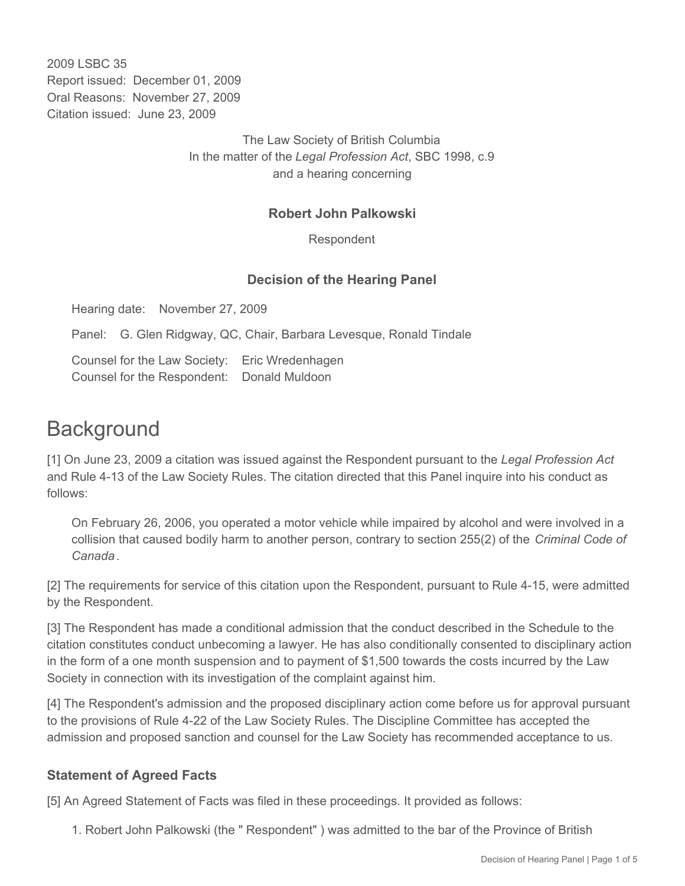2009 LSBC 35
Report issued: December 01, 2009
Oral Reasons: November 27, 2009
Citation issued: June 23, 2009

The Law Society of British Columbia
In the matter of the *Legal Profession Act*, SBC 1998, c.9
and a hearing concerning

**Robert John Palkowski**

Respondent

**Decision of the Hearing Panel**

Hearing date: November 27, 2009

Panel: G. Glen Ridgway, QC, Chair, Barbara Levesque, Ronald Tindale

Counsel for the Law Society: Eric Wredenhagen
Counsel for the Respondent: Donald Muldoon

# Background

[1] On June 23, 2009 a citation was issued against the Respondent pursuant to the *Legal Profession Act* and Rule 4-13 of the Law Society Rules. The citation directed that this Panel inquire into his conduct as follows:

> On February 26, 2006, you operated a motor vehicle while impaired by alcohol and were involved in a collision that caused bodily harm to another person, contrary to section 255(2) of the *Criminal Code of Canada*.

[2] The requirements for service of this citation upon the Respondent, pursuant to Rule 4-15, were admitted by the Respondent.

[3] The Respondent has made a conditional admission that the conduct described in the Schedule to the citation constitutes conduct unbecoming a lawyer. He has also conditionally consented to disciplinary action in the form of a one month suspension and to payment of $1,500 towards the costs incurred by the Law Society in connection with its investigation of the complaint against him.

[4] The Respondent's admission and the proposed disciplinary action come before us for approval pursuant to the provisions of Rule 4-22 of the Law Society Rules. The Discipline Committee has accepted the admission and proposed sanction and counsel for the Law Society has recommended acceptance to us.

### Statement of Agreed Facts

[5] An Agreed Statement of Facts was filed in these proceedings. It provided as follows:

1. Robert John Palkowski (the " Respondent" ) was admitted to the bar of the Province of British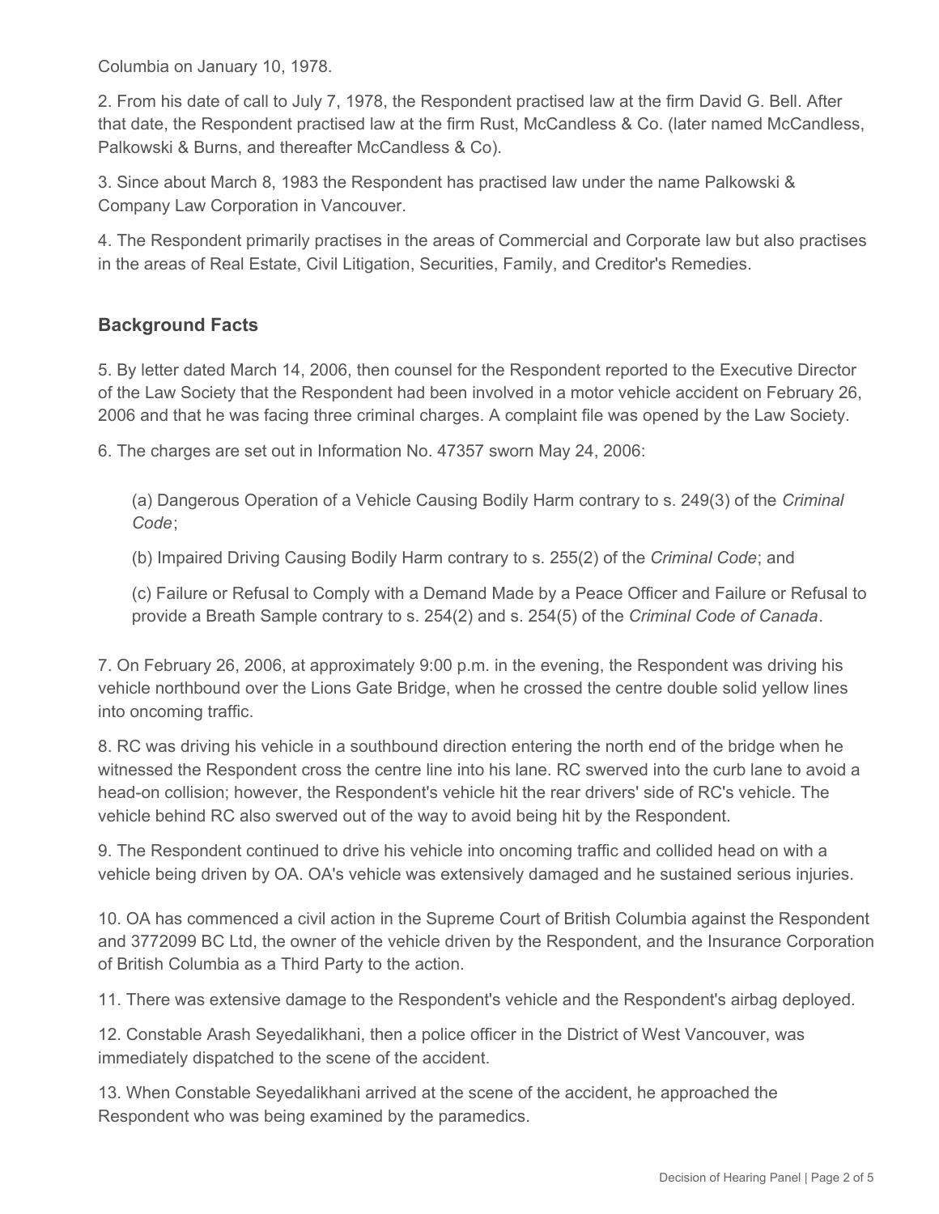Columbia on January 10, 1978.

2. From his date of call to July 7, 1978, the Respondent practised law at the firm David G. Bell. After that date, the Respondent practised law at the firm Rust, McCandless & Co. (later named McCandless, Palkowski & Burns, and thereafter McCandless & Co).

3. Since about March 8, 1983 the Respondent has practised law under the name Palkowski & Company Law Corporation in Vancouver.

4. The Respondent primarily practises in the areas of Commercial and Corporate law but also practises in the areas of Real Estate, Civil Litigation, Securities, Family, and Creditor's Remedies.

## Background Facts

5. By letter dated March 14, 2006, then counsel for the Respondent reported to the Executive Director of the Law Society that the Respondent had been involved in a motor vehicle accident on February 26, 2006 and that he was facing three criminal charges. A complaint file was opened by the Law Society.

6. The charges are set out in Information No. 47357 sworn May 24, 2006:

> (a) Dangerous Operation of a Vehicle Causing Bodily Harm contrary to s. 249(3) of the *Criminal Code*;
>
> (b) Impaired Driving Causing Bodily Harm contrary to s. 255(2) of the *Criminal Code*; and
>
> (c) Failure or Refusal to Comply with a Demand Made by a Peace Officer and Failure or Refusal to provide a Breath Sample contrary to s. 254(2) and s. 254(5) of the *Criminal Code of Canada*.

7. On February 26, 2006, at approximately 9:00 p.m. in the evening, the Respondent was driving his vehicle northbound over the Lions Gate Bridge, when he crossed the centre double solid yellow lines into oncoming traffic.

8. RC was driving his vehicle in a southbound direction entering the north end of the bridge when he witnessed the Respondent cross the centre line into his lane. RC swerved into the curb lane to avoid a head-on collision; however, the Respondent's vehicle hit the rear drivers' side of RC's vehicle. The vehicle behind RC also swerved out of the way to avoid being hit by the Respondent.

9. The Respondent continued to drive his vehicle into oncoming traffic and collided head on with a vehicle being driven by OA. OA's vehicle was extensively damaged and he sustained serious injuries.

10. OA has commenced a civil action in the Supreme Court of British Columbia against the Respondent and 3772099 BC Ltd, the owner of the vehicle driven by the Respondent, and the Insurance Corporation of British Columbia as a Third Party to the action.

11. There was extensive damage to the Respondent's vehicle and the Respondent's airbag deployed.

12. Constable Arash Seyedalikhani, then a police officer in the District of West Vancouver, was immediately dispatched to the scene of the accident.

13. When Constable Seyedalikhani arrived at the scene of the accident, he approached the Respondent who was being examined by the paramedics.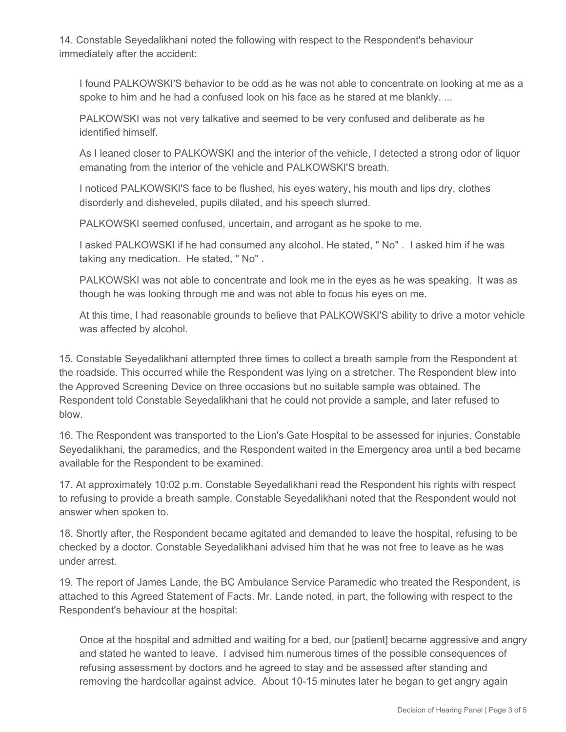14. Constable Seyedalikhani noted the following with respect to the Respondent's behaviour immediately after the accident:

> I found PALKOWSKI'S behavior to be odd as he was not able to concentrate on looking at me as a spoke to him and he had a confused look on his face as he stared at me blankly. ...
>
> PALKOWSKI was not very talkative and seemed to be very confused and deliberate as he identified himself.
>
> As I leaned closer to PALKOWSKI and the interior of the vehicle, I detected a strong odor of liquor emanating from the interior of the vehicle and PALKOWSKI'S breath.
>
> I noticed PALKOWSKI'S face to be flushed, his eyes watery, his mouth and lips dry, clothes disorderly and disheveled, pupils dilated, and his speech slurred.
>
> PALKOWSKI seemed confused, uncertain, and arrogant as he spoke to me.
>
> I asked PALKOWSKI if he had consumed any alcohol. He stated, " No" . I asked him if he was taking any medication. He stated, " No" .
>
> PALKOWSKI was not able to concentrate and look me in the eyes as he was speaking. It was as though he was looking through me and was not able to focus his eyes on me.
>
> At this time, I had reasonable grounds to believe that PALKOWSKI'S ability to drive a motor vehicle was affected by alcohol.

15. Constable Seyedalikhani attempted three times to collect a breath sample from the Respondent at the roadside. This occurred while the Respondent was lying on a stretcher. The Respondent blew into the Approved Screening Device on three occasions but no suitable sample was obtained. The Respondent told Constable Seyedalikhani that he could not provide a sample, and later refused to blow.

16. The Respondent was transported to the Lion's Gate Hospital to be assessed for injuries. Constable Seyedalikhani, the paramedics, and the Respondent waited in the Emergency area until a bed became available for the Respondent to be examined.

17. At approximately 10:02 p.m. Constable Seyedalikhani read the Respondent his rights with respect to refusing to provide a breath sample. Constable Seyedalikhani noted that the Respondent would not answer when spoken to.

18. Shortly after, the Respondent became agitated and demanded to leave the hospital, refusing to be checked by a doctor. Constable Seyedalikhani advised him that he was not free to leave as he was under arrest.

19. The report of James Lande, the BC Ambulance Service Paramedic who treated the Respondent, is attached to this Agreed Statement of Facts. Mr. Lande noted, in part, the following with respect to the Respondent's behaviour at the hospital:

> Once at the hospital and admitted and waiting for a bed, our [patient] became aggressive and angry and stated he wanted to leave. I advised him numerous times of the possible consequences of refusing assessment by doctors and he agreed to stay and be assessed after standing and removing the hardcollar against advice. About 10-15 minutes later he began to get angry again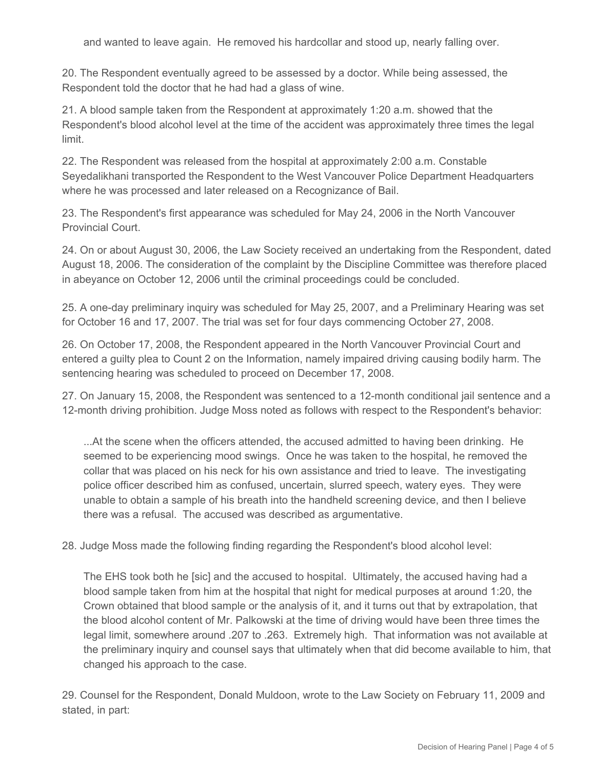and wanted to leave again. He removed his hardcollar and stood up, nearly falling over.

20. The Respondent eventually agreed to be assessed by a doctor. While being assessed, the Respondent told the doctor that he had had a glass of wine.

21. A blood sample taken from the Respondent at approximately 1:20 a.m. showed that the Respondent's blood alcohol level at the time of the accident was approximately three times the legal limit.

22. The Respondent was released from the hospital at approximately 2:00 a.m. Constable Seyedalikhani transported the Respondent to the West Vancouver Police Department Headquarters where he was processed and later released on a Recognizance of Bail.

23. The Respondent's first appearance was scheduled for May 24, 2006 in the North Vancouver Provincial Court.

24. On or about August 30, 2006, the Law Society received an undertaking from the Respondent, dated August 18, 2006. The consideration of the complaint by the Discipline Committee was therefore placed in abeyance on October 12, 2006 until the criminal proceedings could be concluded.

25. A one-day preliminary inquiry was scheduled for May 25, 2007, and a Preliminary Hearing was set for October 16 and 17, 2007. The trial was set for four days commencing October 27, 2008.

26. On October 17, 2008, the Respondent appeared in the North Vancouver Provincial Court and entered a guilty plea to Count 2 on the Information, namely impaired driving causing bodily harm. The sentencing hearing was scheduled to proceed on December 17, 2008.

27. On January 15, 2008, the Respondent was sentenced to a 12-month conditional jail sentence and a 12-month driving prohibition. Judge Moss noted as follows with respect to the Respondent's behavior:

> ...At the scene when the officers attended, the accused admitted to having been drinking. He seemed to be experiencing mood swings. Once he was taken to the hospital, he removed the collar that was placed on his neck for his own assistance and tried to leave. The investigating police officer described him as confused, uncertain, slurred speech, watery eyes. They were unable to obtain a sample of his breath into the handheld screening device, and then I believe there was a refusal. The accused was described as argumentative.

28. Judge Moss made the following finding regarding the Respondent's blood alcohol level:

> The EHS took both he [sic] and the accused to hospital. Ultimately, the accused having had a blood sample taken from him at the hospital that night for medical purposes at around 1:20, the Crown obtained that blood sample or the analysis of it, and it turns out that by extrapolation, that the blood alcohol content of Mr. Palkowski at the time of driving would have been three times the legal limit, somewhere around .207 to .263. Extremely high. That information was not available at the preliminary inquiry and counsel says that ultimately when that did become available to him, that changed his approach to the case.

29. Counsel for the Respondent, Donald Muldoon, wrote to the Law Society on February 11, 2009 and stated, in part: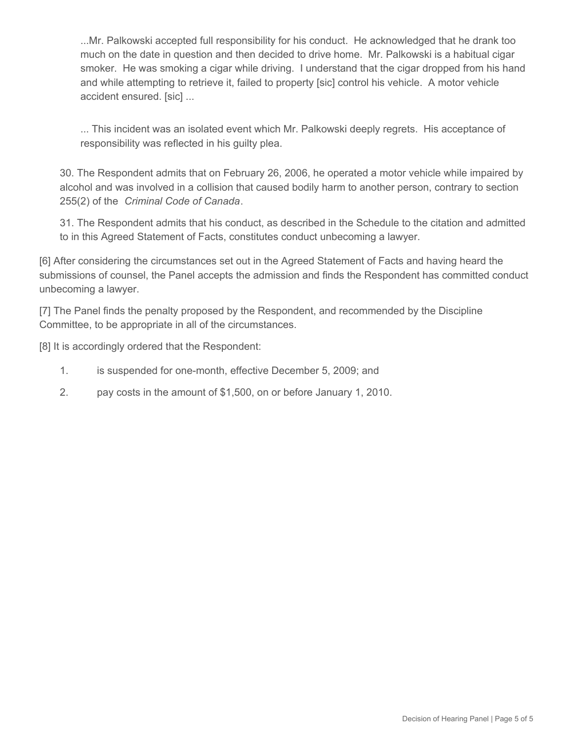> ...Mr. Palkowski accepted full responsibility for his conduct. He acknowledged that he drank too much on the date in question and then decided to drive home. Mr. Palkowski is a habitual cigar smoker. He was smoking a cigar while driving. I understand that the cigar dropped from his hand and while attempting to retrieve it, failed to property [sic] control his vehicle. A motor vehicle accident ensured. [sic] ...
>
> ... This incident was an isolated event which Mr. Palkowski deeply regrets. His acceptance of responsibility was reflected in his guilty plea.

30. The Respondent admits that on February 26, 2006, he operated a motor vehicle while impaired by alcohol and was involved in a collision that caused bodily harm to another person, contrary to section 255(2) of the *Criminal Code of Canada*.

31. The Respondent admits that his conduct, as described in the Schedule to the citation and admitted to in this Agreed Statement of Facts, constitutes conduct unbecoming a lawyer.

[6] After considering the circumstances set out in the Agreed Statement of Facts and having heard the submissions of counsel, the Panel accepts the admission and finds the Respondent has committed conduct unbecoming a lawyer.

[7] The Panel finds the penalty proposed by the Respondent, and recommended by the Discipline Committee, to be appropriate in all of the circumstances.

[8] It is accordingly ordered that the Respondent:

1. is suspended for one-month, effective December 5, 2009; and
2. pay costs in the amount of $1,500, on or before January 1, 2010.